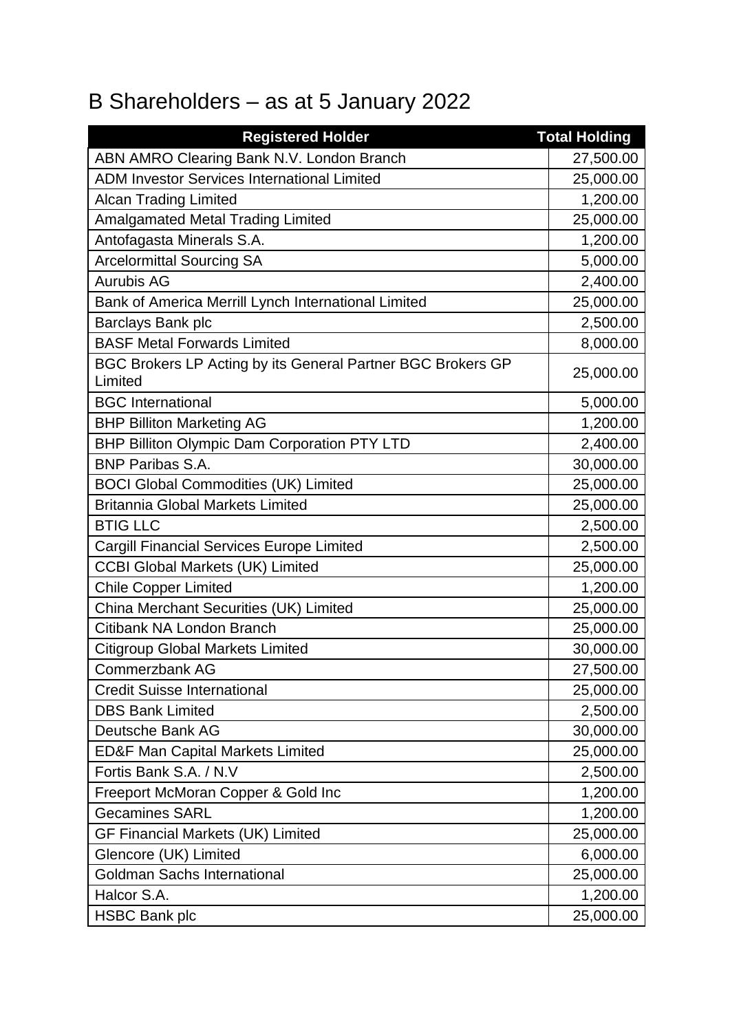# B Shareholders – as at 5 January 2022

| Registered Holder | Total Holding |
|---|---|
| ABN AMRO Clearing Bank N.V. London Branch | 27,500.00 |
| ADM Investor Services International Limited | 25,000.00 |
| Alcan Trading Limited | 1,200.00 |
| Amalgamated Metal Trading Limited | 25,000.00 |
| Antofagasta Minerals S.A. | 1,200.00 |
| Arcelormittal Sourcing SA | 5,000.00 |
| Aurubis AG | 2,400.00 |
| Bank of America Merrill Lynch International Limited | 25,000.00 |
| Barclays Bank plc | 2,500.00 |
| BASF Metal Forwards Limited | 8,000.00 |
| BGC Brokers LP Acting by its General Partner BGC Brokers GP Limited | 25,000.00 |
| BGC International | 5,000.00 |
| BHP Billiton Marketing AG | 1,200.00 |
| BHP Billiton Olympic Dam Corporation PTY LTD | 2,400.00 |
| BNP Paribas S.A. | 30,000.00 |
| BOCI Global Commodities (UK) Limited | 25,000.00 |
| Britannia Global Markets Limited | 25,000.00 |
| BTIG LLC | 2,500.00 |
| Cargill Financial Services Europe Limited | 2,500.00 |
| CCBI Global Markets (UK) Limited | 25,000.00 |
| Chile Copper Limited | 1,200.00 |
| China Merchant Securities (UK) Limited | 25,000.00 |
| Citibank NA London Branch | 25,000.00 |
| Citigroup Global Markets Limited | 30,000.00 |
| Commerzbank AG | 27,500.00 |
| Credit Suisse International | 25,000.00 |
| DBS Bank Limited | 2,500.00 |
| Deutsche Bank AG | 30,000.00 |
| ED&F Man Capital Markets Limited | 25,000.00 |
| Fortis Bank S.A. / N.V | 2,500.00 |
| Freeport McMoran Copper & Gold Inc | 1,200.00 |
| Gecamines SARL | 1,200.00 |
| GF Financial Markets (UK) Limited | 25,000.00 |
| Glencore (UK) Limited | 6,000.00 |
| Goldman Sachs International | 25,000.00 |
| Halcor S.A. | 1,200.00 |
| HSBC Bank plc | 25,000.00 |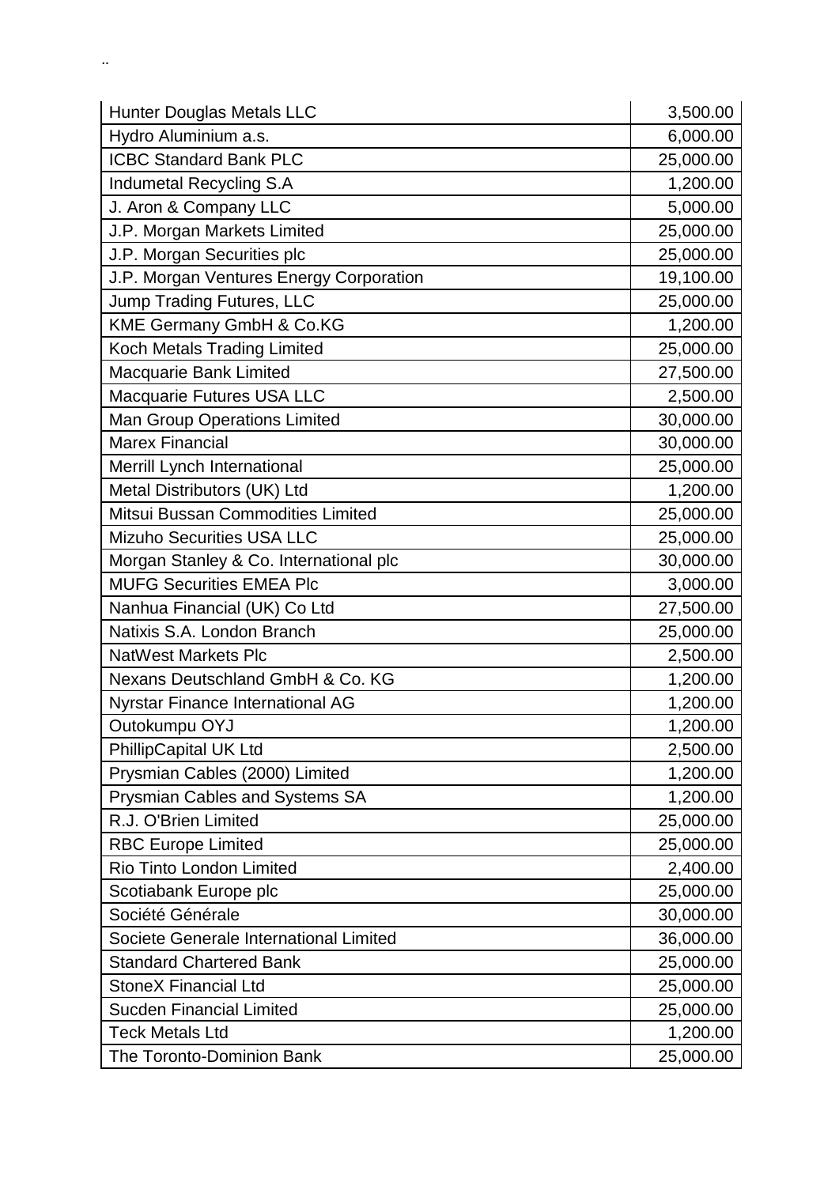..

| Hunter Douglas Metals LLC | 3,500.00 |
|---|---|
| Hydro Aluminium a.s. | 6,000.00 |
| ICBC Standard Bank PLC | 25,000.00 |
| Indumetal Recycling S.A | 1,200.00 |
| J. Aron & Company LLC | 5,000.00 |
| J.P. Morgan Markets Limited | 25,000.00 |
| J.P. Morgan Securities plc | 25,000.00 |
| J.P. Morgan Ventures Energy Corporation | 19,100.00 |
| Jump Trading Futures, LLC | 25,000.00 |
| KME Germany GmbH & Co.KG | 1,200.00 |
| Koch Metals Trading Limited | 25,000.00 |
| Macquarie Bank Limited | 27,500.00 |
| Macquarie Futures USA LLC | 2,500.00 |
| Man Group Operations Limited | 30,000.00 |
| Marex Financial | 30,000.00 |
| Merrill Lynch International | 25,000.00 |
| Metal Distributors (UK) Ltd | 1,200.00 |
| Mitsui Bussan Commodities Limited | 25,000.00 |
| Mizuho Securities USA LLC | 25,000.00 |
| Morgan Stanley & Co. International plc | 30,000.00 |
| MUFG Securities EMEA Plc | 3,000.00 |
| Nanhua Financial (UK) Co Ltd | 27,500.00 |
| Natixis S.A. London Branch | 25,000.00 |
| NatWest Markets Plc | 2,500.00 |
| Nexans Deutschland GmbH & Co. KG | 1,200.00 |
| Nyrstar Finance International AG | 1,200.00 |
| Outokumpu OYJ | 1,200.00 |
| PhillipCapital UK Ltd | 2,500.00 |
| Prysmian Cables (2000) Limited | 1,200.00 |
| Prysmian Cables and Systems SA | 1,200.00 |
| R.J. O'Brien Limited | 25,000.00 |
| RBC Europe Limited | 25,000.00 |
| Rio Tinto London Limited | 2,400.00 |
| Scotiabank Europe plc | 25,000.00 |
| Société Générale | 30,000.00 |
| Societe Generale International Limited | 36,000.00 |
| Standard Chartered Bank | 25,000.00 |
| StoneX Financial Ltd | 25,000.00 |
| Sucden Financial Limited | 25,000.00 |
| Teck Metals Ltd | 1,200.00 |
| The Toronto-Dominion Bank | 25,000.00 |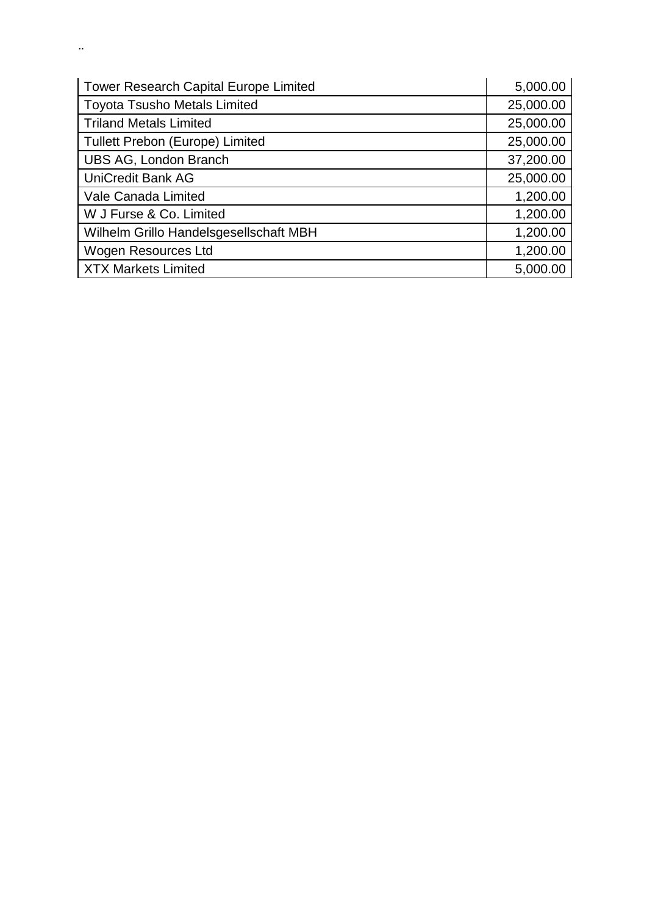..

| | |
|---|---|
| Tower Research Capital Europe Limited | 5,000.00 |
| Toyota Tsusho Metals Limited | 25,000.00 |
| Triland Metals Limited | 25,000.00 |
| Tullett Prebon (Europe) Limited | 25,000.00 |
| UBS AG, London Branch | 37,200.00 |
| UniCredit Bank AG | 25,000.00 |
| Vale Canada Limited | 1,200.00 |
| W J Furse & Co. Limited | 1,200.00 |
| Wilhelm Grillo Handelsgesellschaft MBH | 1,200.00 |
| Wogen Resources Ltd | 1,200.00 |
| XTX Markets Limited | 5,000.00 |